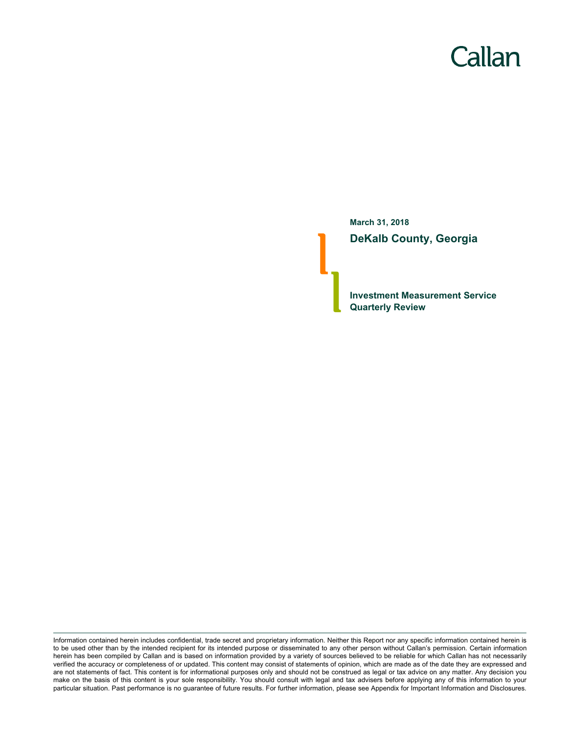Callan

**March 31, 2018**

# DeKalb County, Georgia

## Investment Measurement Service
## Quarterly Review

Information contained herein includes confidential, trade secret and proprietary information. Neither this Report nor any specific information contained herein is to be used other than by the intended recipient for its intended purpose or disseminated to any other person without Callan's permission. Certain information herein has been compiled by Callan and is based on information provided by a variety of sources believed to be reliable for which Callan has not necessarily verified the accuracy or completeness of or updated. This content may consist of statements of opinion, which are made as of the date they are expressed and are not statements of fact. This content is for informational purposes only and should not be construed as legal or tax advice on any matter. Any decision you make on the basis of this content is your sole responsibility. You should consult with legal and tax advisers before applying any of this information to your particular situation. Past performance is no guarantee of future results. For further information, please see Appendix for Important Information and Disclosures.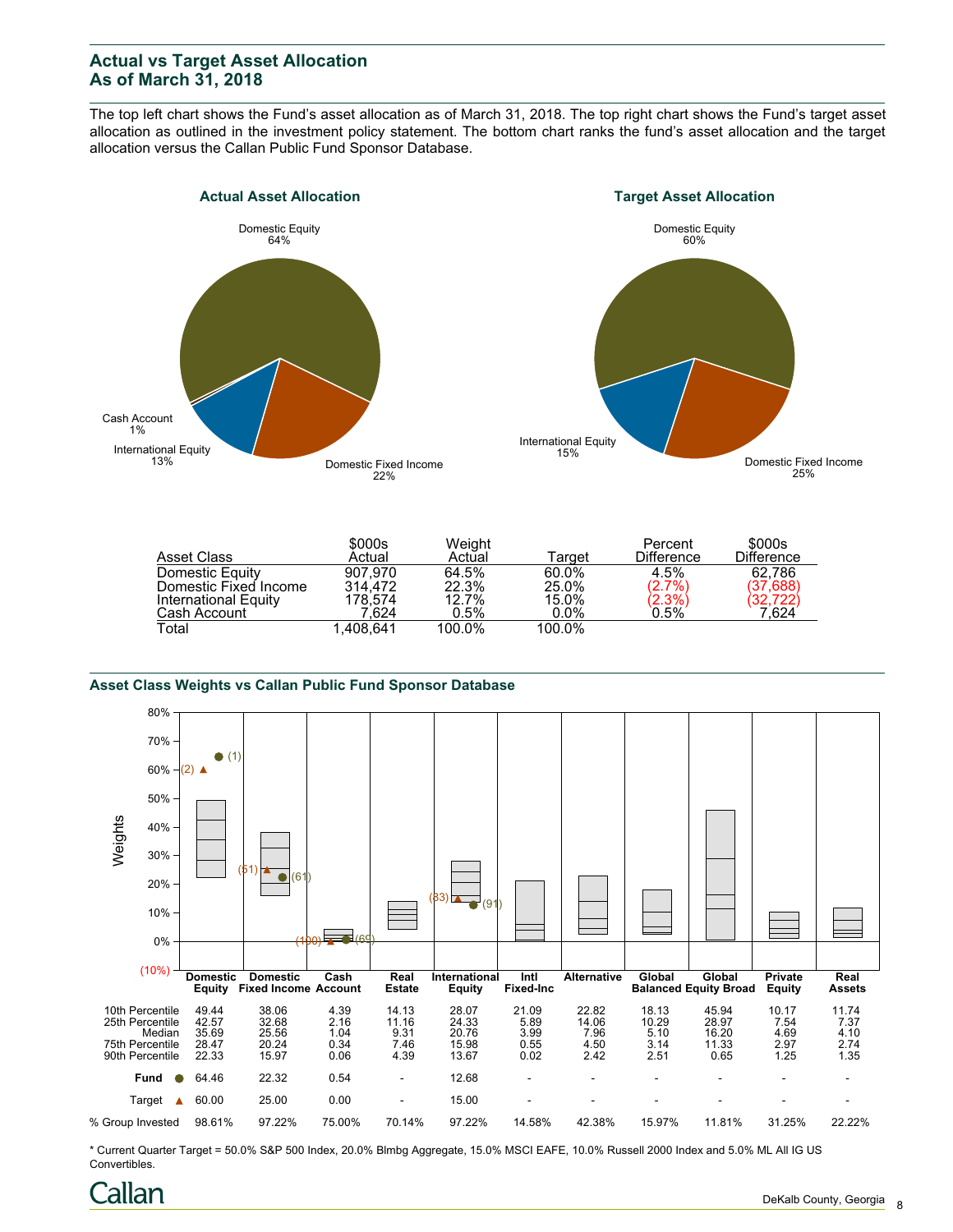## Actual vs Target Asset Allocation
## As of March 31, 2018

The top left chart shows the Fund's asset allocation as of March 31, 2018. The top right chart shows the Fund's target asset allocation as outlined in the investment policy statement. The bottom chart ranks the fund's asset allocation and the target allocation versus the Callan Public Fund Sponsor Database.

**Actual Asset Allocation**

Domestic Equity 64%; Domestic Fixed Income 22%; International Equity 13%; Cash Account 1%

**Target Asset Allocation**

Domestic Equity 60%; Domestic Fixed Income 25%; International Equity 15%

| Asset Class | $000s Actual | Weight Actual | Target | Percent Difference | $000s Difference |
|---|---|---|---|---|---|
| Domestic Equity | 907,970 | 64.5% | 60.0% | 4.5% | 62,786 |
| Domestic Fixed Income | 314,472 | 22.3% | 25.0% | (2.7%) | (37,688) |
| International Equity | 178,574 | 12.7% | 15.0% | (2.3%) | (32,722) |
| Cash Account | 7,624 | 0.5% | 0.0% | 0.5% | 7,624 |
| Total | 1,408,641 | 100.0% | 100.0% | | |

### Asset Class Weights vs Callan Public Fund Sponsor Database

| | Domestic Equity | Domestic Fixed Income | Cash Account | Real Estate | International Equity | Intl Fixed-Inc | Alternative | Global Balanced | Global Equity Broad | Private Equity | Real Assets |
|---|---|---|---|---|---|---|---|---|---|---|---|
| 10th Percentile | 49.44 | 38.06 | 4.39 | 14.13 | 28.07 | 21.09 | 22.82 | 18.13 | 45.94 | 10.17 | 11.74 |
| 25th Percentile | 42.57 | 32.68 | 2.16 | 11.16 | 24.33 | 5.89 | 14.06 | 10.29 | 28.97 | 7.54 | 7.37 |
| Median | 35.69 | 25.56 | 1.04 | 9.31 | 20.76 | 3.99 | 7.96 | 5.10 | 16.20 | 4.69 | 4.10 |
| 75th Percentile | 28.47 | 20.24 | 0.34 | 7.46 | 15.98 | 0.55 | 4.50 | 3.14 | 11.33 | 2.97 | 2.74 |
| 90th Percentile | 22.33 | 15.97 | 0.06 | 4.39 | 13.67 | 0.02 | 2.42 | 2.51 | 0.65 | 1.25 | 1.35 |
| Fund ● | 64.46 (1) | 22.32 (61) | 0.54 (69) | - | 12.68 (91) | - | - | - | - | - | - |
| Target ▲ | 60.00 (2) | 25.00 (51) | 0.00 (100) | - | 15.00 (83) | - | - | - | - | - | - |
| % Group Invested | 98.61% | 97.22% | 75.00% | 70.14% | 97.22% | 14.58% | 42.38% | 15.97% | 11.81% | 31.25% | 22.22% |

* Current Quarter Target = 50.0% S&P 500 Index, 20.0% Blmbg Aggregate, 15.0% MSCI EAFE, 10.0% Russell 2000 Index and 5.0% ML All IG US Convertibles.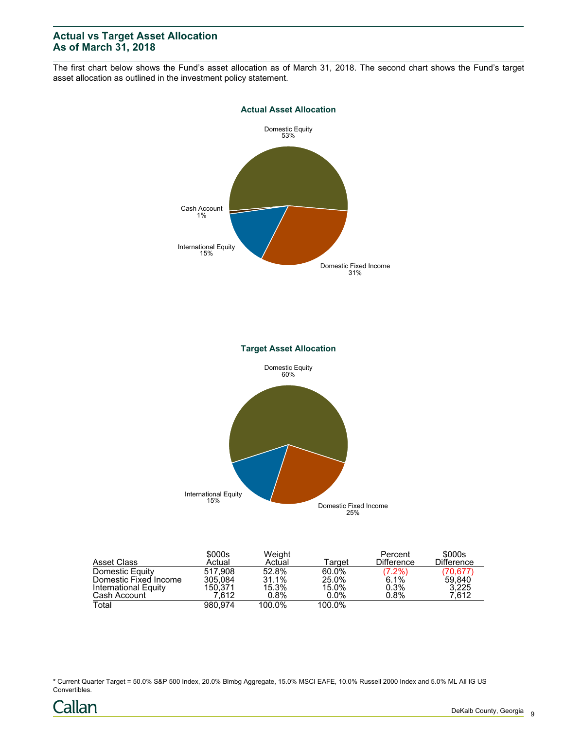## Actual vs Target Asset Allocation
## As of March 31, 2018

The first chart below shows the Fund's asset allocation as of March 31, 2018. The second chart shows the Fund's target asset allocation as outlined in the investment policy statement.

**Actual Asset Allocation**

Domestic Equity 53%
Domestic Fixed Income 31%
International Equity 15%
Cash Account 1%

**Target Asset Allocation**

Domestic Equity 60%
Domestic Fixed Income 25%
International Equity 15%

| Asset Class | $000s Actual | Weight Actual | Target | Percent Difference | $000s Difference |
|---|---|---|---|---|---|
| Domestic Equity | 517,908 | 52.8% | 60.0% | (7.2%) | (70,677) |
| Domestic Fixed Income | 305,084 | 31.1% | 25.0% | 6.1% | 59,840 |
| International Equity | 150,371 | 15.3% | 15.0% | 0.3% | 3,225 |
| Cash Account | 7,612 | 0.8% | 0.0% | 0.8% | 7,612 |
| Total | 980,974 | 100.0% | 100.0% | | |

* Current Quarter Target = 50.0% S&P 500 Index, 20.0% Blmbg Aggregate, 15.0% MSCI EAFE, 10.0% Russell 2000 Index and 5.0% ML All IG US Convertibles.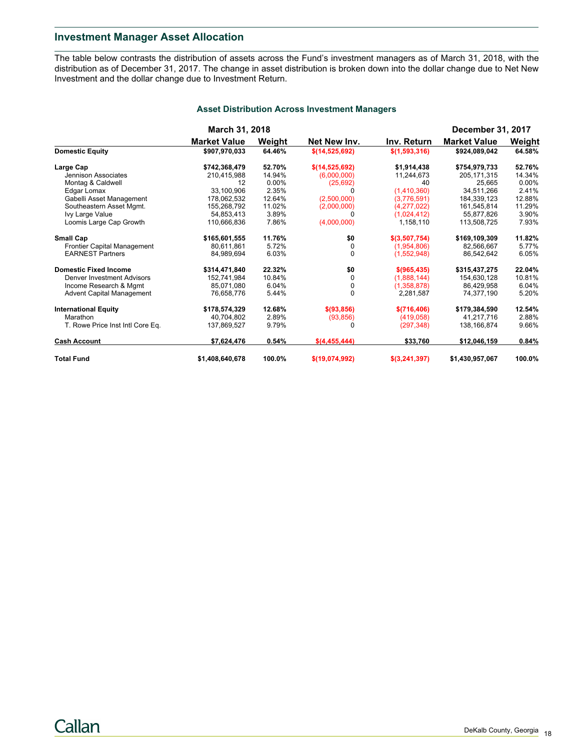## Investment Manager Asset Allocation

The table below contrasts the distribution of assets across the Fund's investment managers as of March 31, 2018, with the distribution as of December 31, 2017. The change in asset distribution is broken down into the dollar change due to Net New Investment and the dollar change due to Investment Return.

### Asset Distribution Across Investment Managers

| | March 31, 2018 | | | | December 31, 2017 | |
|---|---|---|---|---|---|---|
| | **Market Value** | **Weight** | **Net New Inv.** | **Inv. Return** | **Market Value** | **Weight** |
| **Domestic Equity** | **$907,970,033** | **64.46%** | **$(14,525,692)** | **$(1,593,316)** | **$924,089,042** | **64.58%** |
| **Large Cap** | **$742,368,479** | **52.70%** | **$(14,525,692)** | **$1,914,438** | **$754,979,733** | **52.76%** |
| Jennison Associates | 210,415,988 | 14.94% | (6,000,000) | 11,244,673 | 205,171,315 | 14.34% |
| Montag & Caldwell | 12 | 0.00% | (25,692) | 40 | 25,665 | 0.00% |
| Edgar Lomax | 33,100,906 | 2.35% | 0 | (1,410,360) | 34,511,266 | 2.41% |
| Gabelli Asset Management | 178,062,532 | 12.64% | (2,500,000) | (3,776,591) | 184,339,123 | 12.88% |
| Southeastern Asset Mgmt. | 155,268,792 | 11.02% | (2,000,000) | (4,277,022) | 161,545,814 | 11.29% |
| Ivy Large Value | 54,853,413 | 3.89% | 0 | (1,024,412) | 55,877,826 | 3.90% |
| Loomis Large Cap Growth | 110,666,836 | 7.86% | (4,000,000) | 1,158,110 | 113,508,725 | 7.93% |
| **Small Cap** | **$165,601,555** | **11.76%** | **$0** | **$(3,507,754)** | **$169,109,309** | **11.82%** |
| Frontier Capital Management | 80,611,861 | 5.72% | 0 | (1,954,806) | 82,566,667 | 5.77% |
| EARNEST Partners | 84,989,694 | 6.03% | 0 | (1,552,948) | 86,542,642 | 6.05% |
| **Domestic Fixed Income** | **$314,471,840** | **22.32%** | **$0** | **$(965,435)** | **$315,437,275** | **22.04%** |
| Denver Investment Advisors | 152,741,984 | 10.84% | 0 | (1,888,144) | 154,630,128 | 10.81% |
| Income Research & Mgmt | 85,071,080 | 6.04% | 0 | (1,358,878) | 86,429,958 | 6.04% |
| Advent Capital Management | 76,658,776 | 5.44% | 0 | 2,281,587 | 74,377,190 | 5.20% |
| **International Equity** | **$178,574,329** | **12.68%** | **$(93,856)** | **$(716,406)** | **$179,384,590** | **12.54%** |
| Marathon | 40,704,802 | 2.89% | (93,856) | (419,058) | 41,217,716 | 2.88% |
| T. Rowe Price Inst Intl Core Eq. | 137,869,527 | 9.79% | 0 | (297,348) | 138,166,874 | 9.66% |
| **Cash Account** | **$7,624,476** | **0.54%** | **$(4,455,444)** | **$33,760** | **$12,046,159** | **0.84%** |
| **Total Fund** | **$1,408,640,678** | **100.0%** | **$(19,074,992)** | **$(3,241,397)** | **$1,430,957,067** | **100.0%** |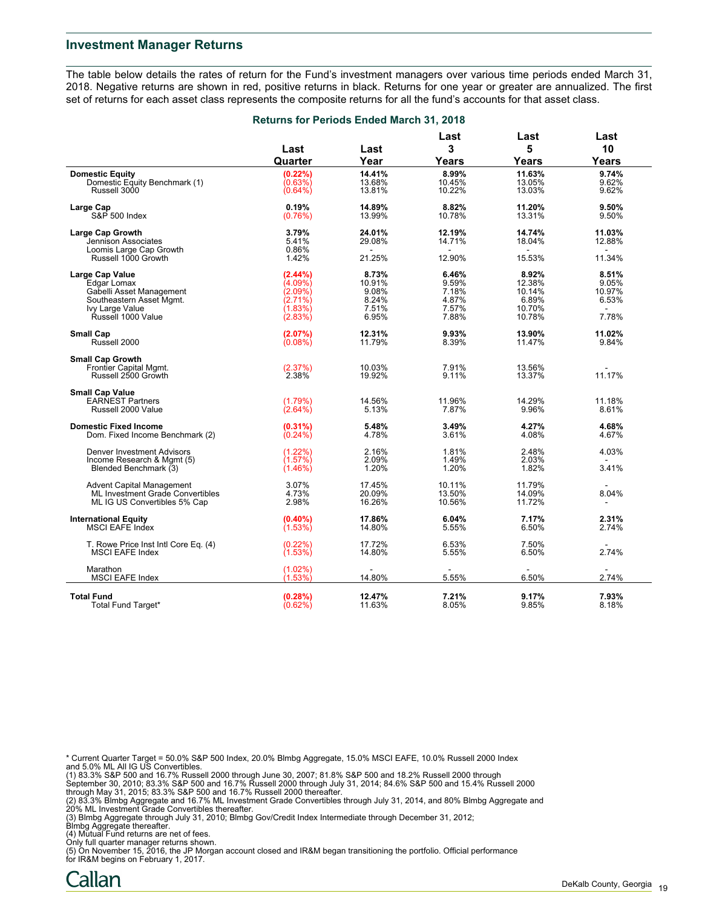## Investment Manager Returns

The table below details the rates of return for the Fund's investment managers over various time periods ended March 31, 2018. Negative returns are shown in red, positive returns in black. Returns for one year or greater are annualized. The first set of returns for each asset class represents the composite returns for all the fund's accounts for that asset class.

### Returns for Periods Ended March 31, 2018

| | Last Quarter | Last Year | Last 3 Years | Last 5 Years | Last 10 Years |
|---|---|---|---|---|---|
| **Domestic Equity** | **(0.22%)** | **14.41%** | **8.99%** | **11.63%** | **9.74%** |
| Domestic Equity Benchmark (1) | (0.63%) | 13.68% | 10.45% | 13.05% | 9.62% |
| Russell 3000 | (0.64%) | 13.81% | 10.22% | 13.03% | 9.62% |
| **Large Cap** | **0.19%** | **14.89%** | **8.82%** | **11.20%** | **9.50%** |
| S&P 500 Index | (0.76%) | 13.99% | 10.78% | 13.31% | 9.50% |
| **Large Cap Growth** | **3.79%** | **24.01%** | **12.19%** | **14.74%** | **11.03%** |
| Jennison Associates | 5.41% | 29.08% | 14.71% | 18.04% | 12.88% |
| Loomis Large Cap Growth | 0.86% | - | - | - | - |
| Russell 1000 Growth | 1.42% | 21.25% | 12.90% | 15.53% | 11.34% |
| **Large Cap Value** | **(2.44%)** | **8.73%** | **6.46%** | **8.92%** | **8.51%** |
| Edgar Lomax | (4.09%) | 10.91% | 9.59% | 12.38% | 9.05% |
| Gabelli Asset Management | (2.09%) | 9.08% | 7.18% | 10.14% | 10.97% |
| Southeastern Asset Mgmt. | (2.71%) | 8.24% | 4.87% | 6.89% | 6.53% |
| Ivy Large Value | (1.83%) | 7.51% | 7.57% | 10.70% | - |
| Russell 1000 Value | (2.83%) | 6.95% | 7.88% | 10.78% | 7.78% |
| **Small Cap** | **(2.07%)** | **12.31%** | **9.93%** | **13.90%** | **11.02%** |
| Russell 2000 | (0.08%) | 11.79% | 8.39% | 11.47% | 9.84% |
| **Small Cap Growth** | | | | | |
| Frontier Capital Mgmt. | (2.37%) | 10.03% | 7.91% | 13.56% | - |
| Russell 2500 Growth | 2.38% | 19.92% | 9.11% | 13.37% | 11.17% |
| **Small Cap Value** | | | | | |
| EARNEST Partners | (1.79%) | 14.56% | 11.96% | 14.29% | 11.18% |
| Russell 2000 Value | (2.64%) | 5.13% | 7.87% | 9.96% | 8.61% |
| **Domestic Fixed Income** | **(0.31%)** | **5.48%** | **3.49%** | **4.27%** | **4.68%** |
| Dom. Fixed Income Benchmark (2) | (0.24%) | 4.78% | 3.61% | 4.08% | 4.67% |
| Denver Investment Advisors | (1.22%) | 2.16% | 1.81% | 2.48% | 4.03% |
| Income Research & Mgmt (5) | (1.57%) | 2.09% | 1.49% | 2.03% | - |
| Blended Benchmark (3) | (1.46%) | 1.20% | 1.20% | 1.82% | 3.41% |
| Advent Capital Management | 3.07% | 17.45% | 10.11% | 11.79% | - |
| ML Investment Grade Convertibles | 4.73% | 20.09% | 13.50% | 14.09% | 8.04% |
| ML IG US Convertibles 5% Cap | 2.98% | 16.26% | 10.56% | 11.72% | - |
| **International Equity** | **(0.40%)** | **17.86%** | **6.04%** | **7.17%** | **2.31%** |
| MSCI EAFE Index | (1.53%) | 14.80% | 5.55% | 6.50% | 2.74% |
| T. Rowe Price Inst Intl Core Eq. (4) | (0.22%) | 17.72% | 6.53% | 7.50% | - |
| MSCI EAFE Index | (1.53%) | 14.80% | 5.55% | 6.50% | 2.74% |
| Marathon | (1.02%) | - | - | - | - |
| MSCI EAFE Index | (1.53%) | 14.80% | 5.55% | 6.50% | 2.74% |
| **Total Fund** | **(0.28%)** | **12.47%** | **7.21%** | **9.17%** | **7.93%** |
| Total Fund Target* | (0.62%) | 11.63% | 8.05% | 9.85% | 8.18% |

* Current Quarter Target = 50.0% S&P 500 Index, 20.0% Blmbg Aggregate, 15.0% MSCI EAFE, 10.0% Russell 2000 Index and 5.0% ML All IG US Convertibles.

(1) 83.3% S&P 500 and 16.7% Russell 2000 through June 30, 2007; 81.8% S&P 500 and 18.2% Russell 2000 through September 30, 2010; 83.3% S&P 500 and 16.7% Russell 2000 through July 31, 2014; 84.6% S&P 500 and 15.4% Russell 2000 through May 31, 2015; 83.3% S&P 500 and 16.7% Russell 2000 thereafter.

(2) 83.3% Blmbg Aggregate and 16.7% ML Investment Grade Convertibles through July 31, 2014, and 80% Blmbg Aggregate and 20% ML Investment Grade Convertibles thereafter.

(3) Blmbg Aggregate through July 31, 2010; Blmbg Gov/Credit Index Intermediate through December 31, 2012; Blmbg Aggregate thereafter.

(4) Mutual Fund returns are net of fees.

Only full quarter manager returns shown.

(5) On November 15, 2016, the JP Morgan account closed and IR&M began transitioning the portfolio. Official performance for IR&M begins on February 1, 2017.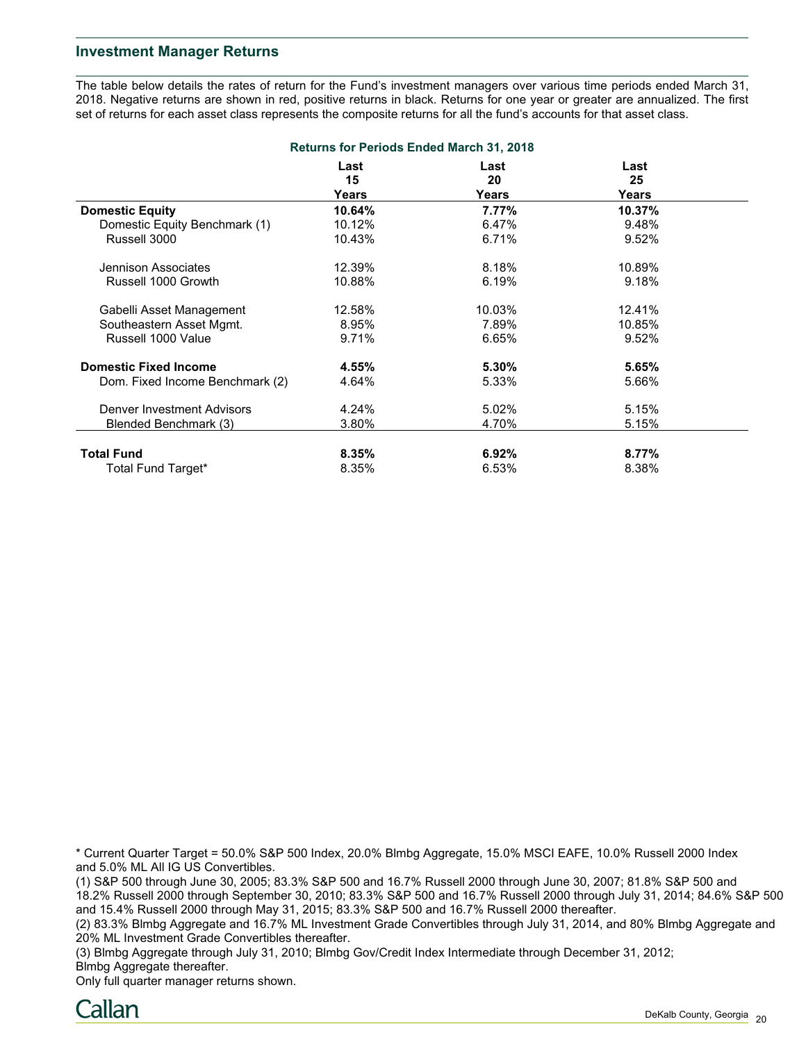## Investment Manager Returns

The table below details the rates of return for the Fund's investment managers over various time periods ended March 31, 2018. Negative returns are shown in red, positive returns in black. Returns for one year or greater are annualized. The first set of returns for each asset class represents the composite returns for all the fund's accounts for that asset class.

**Returns for Periods Ended March 31, 2018**

| | Last 15 Years | Last 20 Years | Last 25 Years |
|---|---|---|---|
| **Domestic Equity** | **10.64%** | **7.77%** | **10.37%** |
| Domestic Equity Benchmark (1) | 10.12% | 6.47% | 9.48% |
| Russell 3000 | 10.43% | 6.71% | 9.52% |
| Jennison Associates | 12.39% | 8.18% | 10.89% |
| Russell 1000 Growth | 10.88% | 6.19% | 9.18% |
| Gabelli Asset Management | 12.58% | 10.03% | 12.41% |
| Southeastern Asset Mgmt. | 8.95% | 7.89% | 10.85% |
| Russell 1000 Value | 9.71% | 6.65% | 9.52% |
| **Domestic Fixed Income** | **4.55%** | **5.30%** | **5.65%** |
| Dom. Fixed Income Benchmark (2) | 4.64% | 5.33% | 5.66% |
| Denver Investment Advisors | 4.24% | 5.02% | 5.15% |
| Blended Benchmark (3) | 3.80% | 4.70% | 5.15% |
| **Total Fund** | **8.35%** | **6.92%** | **8.77%** |
| Total Fund Target* | 8.35% | 6.53% | 8.38% |

\* Current Quarter Target = 50.0% S&P 500 Index, 20.0% Blmbg Aggregate, 15.0% MSCI EAFE, 10.0% Russell 2000 Index and 5.0% ML All IG US Convertibles.

(1) S&P 500 through June 30, 2005; 83.3% S&P 500 and 16.7% Russell 2000 through June 30, 2007; 81.8% S&P 500 and 18.2% Russell 2000 through September 30, 2010; 83.3% S&P 500 and 16.7% Russell 2000 through July 31, 2014; 84.6% S&P 500 and 15.4% Russell 2000 through May 31, 2015; 83.3% S&P 500 and 16.7% Russell 2000 thereafter.

(2) 83.3% Blmbg Aggregate and 16.7% ML Investment Grade Convertibles through July 31, 2014, and 80% Blmbg Aggregate and 20% ML Investment Grade Convertibles thereafter.

(3) Blmbg Aggregate through July 31, 2010; Blmbg Gov/Credit Index Intermediate through December 31, 2012; Blmbg Aggregate thereafter.

Only full quarter manager returns shown.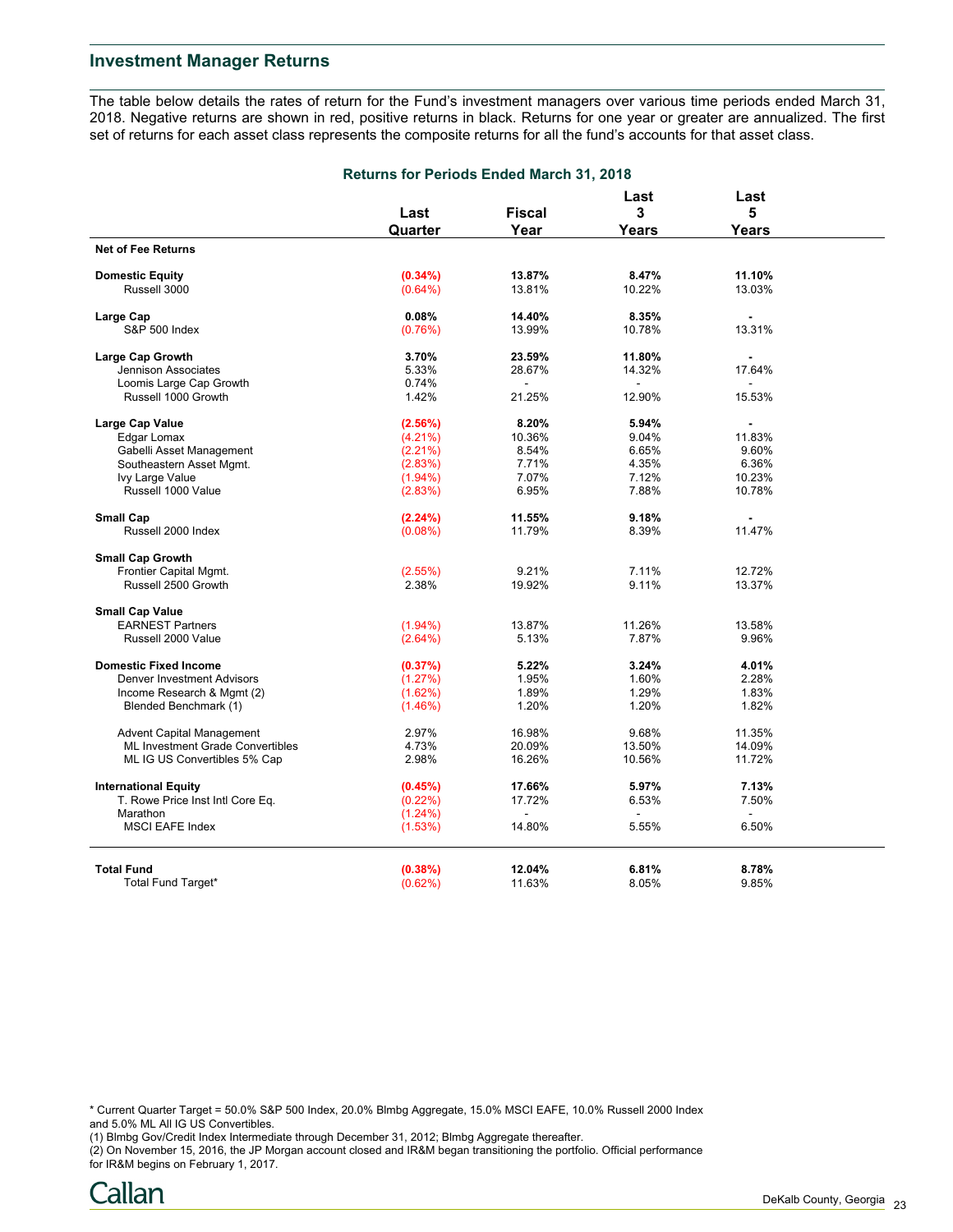## Investment Manager Returns

The table below details the rates of return for the Fund's investment managers over various time periods ended March 31, 2018. Negative returns are shown in red, positive returns in black. Returns for one year or greater are annualized. The first set of returns for each asset class represents the composite returns for all the fund's accounts for that asset class.

**Returns for Periods Ended March 31, 2018**

| | Last Quarter | Fiscal Year | Last 3 Years | Last 5 Years |
|---|---|---|---|---|
| **Net of Fee Returns** | | | | |
| **Domestic Equity** | **(0.34%)** | **13.87%** | **8.47%** | **11.10%** |
| Russell 3000 | (0.64%) | 13.81% | 10.22% | 13.03% |
| **Large Cap** | **0.08%** | **14.40%** | **8.35%** | **-** |
| S&P 500 Index | (0.76%) | 13.99% | 10.78% | 13.31% |
| **Large Cap Growth** | **3.70%** | **23.59%** | **11.80%** | **-** |
| Jennison Associates | 5.33% | 28.67% | 14.32% | 17.64% |
| Loomis Large Cap Growth | 0.74% | - | - | - |
| Russell 1000 Growth | 1.42% | 21.25% | 12.90% | 15.53% |
| **Large Cap Value** | **(2.56%)** | **8.20%** | **5.94%** | **-** |
| Edgar Lomax | (4.21%) | 10.36% | 9.04% | 11.83% |
| Gabelli Asset Management | (2.21%) | 8.54% | 6.65% | 9.60% |
| Southeastern Asset Mgmt. | (2.83%) | 7.71% | 4.35% | 6.36% |
| Ivy Large Value | (1.94%) | 7.07% | 7.12% | 10.23% |
| Russell 1000 Value | (2.83%) | 6.95% | 7.88% | 10.78% |
| **Small Cap** | **(2.24%)** | **11.55%** | **9.18%** | **-** |
| Russell 2000 Index | (0.08%) | 11.79% | 8.39% | 11.47% |
| **Small Cap Growth** | | | | |
| Frontier Capital Mgmt. | (2.55%) | 9.21% | 7.11% | 12.72% |
| Russell 2500 Growth | 2.38% | 19.92% | 9.11% | 13.37% |
| **Small Cap Value** | | | | |
| EARNEST Partners | (1.94%) | 13.87% | 11.26% | 13.58% |
| Russell 2000 Value | (2.64%) | 5.13% | 7.87% | 9.96% |
| **Domestic Fixed Income** | **(0.37%)** | **5.22%** | **3.24%** | **4.01%** |
| Denver Investment Advisors | (1.27%) | 1.95% | 1.60% | 2.28% |
| Income Research & Mgmt (2) | (1.62%) | 1.89% | 1.29% | 1.83% |
| Blended Benchmark (1) | (1.46%) | 1.20% | 1.20% | 1.82% |
| Advent Capital Management | 2.97% | 16.98% | 9.68% | 11.35% |
| ML Investment Grade Convertibles | 4.73% | 20.09% | 13.50% | 14.09% |
| ML IG US Convertibles 5% Cap | 2.98% | 16.26% | 10.56% | 11.72% |
| **International Equity** | **(0.45%)** | **17.66%** | **5.97%** | **7.13%** |
| T. Rowe Price Inst Intl Core Eq. | (0.22%) | 17.72% | 6.53% | 7.50% |
| Marathon | (1.24%) | - | - | - |
| MSCI EAFE Index | (1.53%) | 14.80% | 5.55% | 6.50% |
| **Total Fund** | **(0.38%)** | **12.04%** | **6.81%** | **8.78%** |
| Total Fund Target* | (0.62%) | 11.63% | 8.05% | 9.85% |

* Current Quarter Target = 50.0% S&P 500 Index, 20.0% Blmbg Aggregate, 15.0% MSCI EAFE, 10.0% Russell 2000 Index and 5.0% ML All IG US Convertibles.
(1) Blmbg Gov/Credit Index Intermediate through December 31, 2012; Blmbg Aggregate thereafter.
(2) On November 15, 2016, the JP Morgan account closed and IR&M began transitioning the portfolio. Official performance for IR&M begins on February 1, 2017.